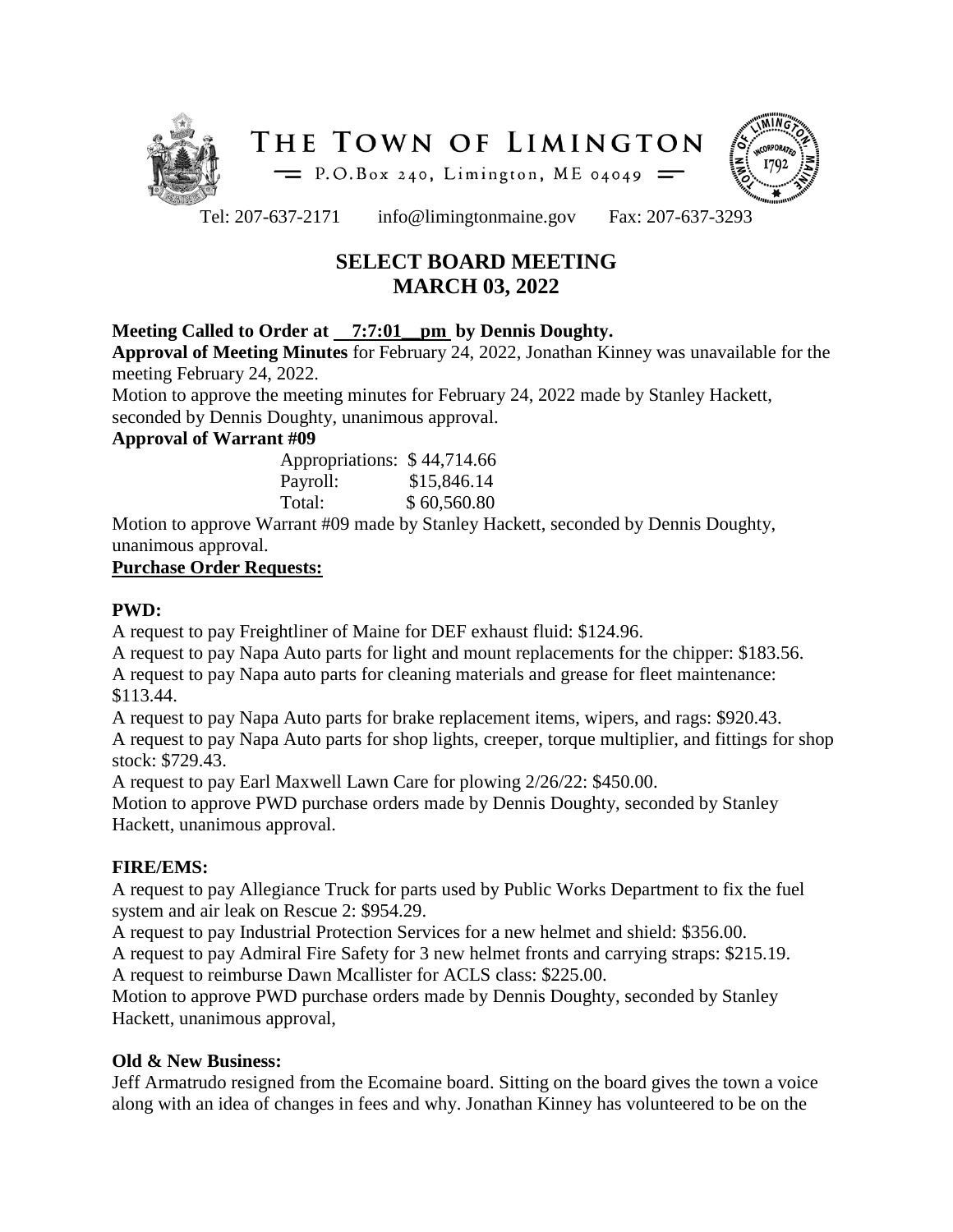# THE TOWN OF LIMINGTON

P.O.Box 240, Limington, ME 04049

Tel: 207-637-2171 info@limingtonmaine.gov Fax: 207-637-3293

## SELECT BOARD MEETING
## MARCH 03, 2022

**Meeting Called to Order at 7:7:01 pm by Dennis Doughty.**

**Approval of Meeting Minutes** for February 24, 2022, Jonathan Kinney was unavailable for the meeting February 24, 2022.

Motion to approve the meeting minutes for February 24, 2022 made by Stanley Hackett, seconded by Dennis Doughty, unanimous approval.

**Approval of Warrant #09**

| | |
|---|---|
| Appropriations: | $ 44,714.66 |
| Payroll: | $15,846.14 |
| Total: | $ 60,560.80 |

Motion to approve Warrant #09 made by Stanley Hackett, seconded by Dennis Doughty, unanimous approval.

**Purchase Order Requests:**

**PWD:**

A request to pay Freightliner of Maine for DEF exhaust fluid: $124.96.

A request to pay Napa Auto parts for light and mount replacements for the chipper: $183.56.

A request to pay Napa auto parts for cleaning materials and grease for fleet maintenance: $113.44.

A request to pay Napa Auto parts for brake replacement items, wipers, and rags: $920.43.

A request to pay Napa Auto parts for shop lights, creeper, torque multiplier, and fittings for shop stock: $729.43.

A request to pay Earl Maxwell Lawn Care for plowing 2/26/22: $450.00.

Motion to approve PWD purchase orders made by Dennis Doughty, seconded by Stanley Hackett, unanimous approval.

**FIRE/EMS:**

A request to pay Allegiance Truck for parts used by Public Works Department to fix the fuel system and air leak on Rescue 2: $954.29.

A request to pay Industrial Protection Services for a new helmet and shield: $356.00.

A request to pay Admiral Fire Safety for 3 new helmet fronts and carrying straps: $215.19.

A request to reimburse Dawn Mcallister for ACLS class: $225.00.

Motion to approve PWD purchase orders made by Dennis Doughty, seconded by Stanley Hackett, unanimous approval,

**Old & New Business:**

Jeff Armatrudo resigned from the Ecomaine board. Sitting on the board gives the town a voice along with an idea of changes in fees and why. Jonathan Kinney has volunteered to be on the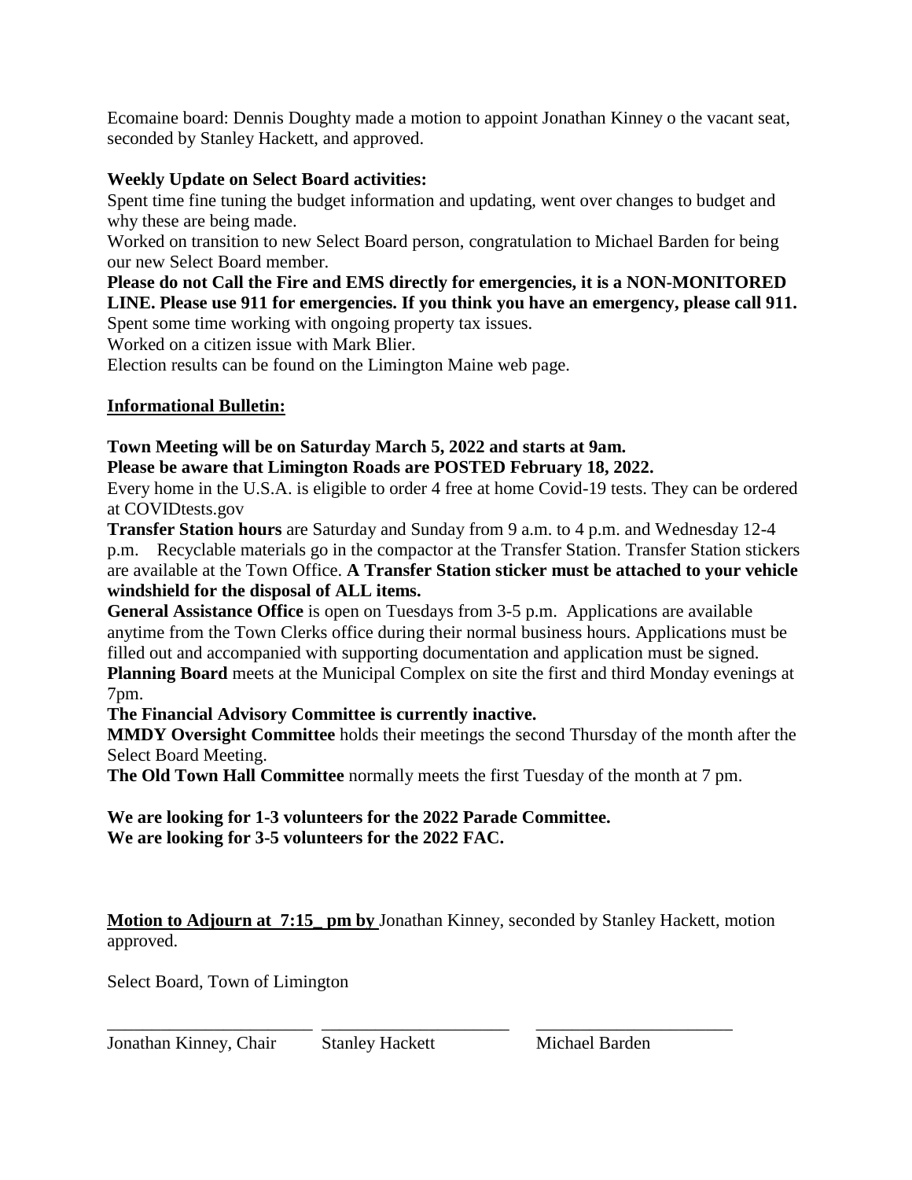Ecomaine board: Dennis Doughty made a motion to appoint Jonathan Kinney o the vacant seat, seconded by Stanley Hackett, and approved.

**Weekly Update on Select Board activities:**

Spent time fine tuning the budget information and updating, went over changes to budget and why these are being made.

Worked on transition to new Select Board person, congratulation to Michael Barden for being our new Select Board member.

**Please do not Call the Fire and EMS directly for emergencies, it is a NON-MONITORED LINE. Please use 911 for emergencies. If you think you have an emergency, please call 911.**

Spent some time working with ongoing property tax issues.

Worked on a citizen issue with Mark Blier.

Election results can be found on the Limington Maine web page.

**Informational Bulletin:**

**Town Meeting will be on Saturday March 5, 2022 and starts at 9am.**

**Please be aware that Limington Roads are POSTED February 18, 2022.**

Every home in the U.S.A. is eligible to order 4 free at home Covid-19 tests. They can be ordered at COVIDtests.gov

**Transfer Station hours** are Saturday and Sunday from 9 a.m. to 4 p.m. and Wednesday 12-4 p.m. Recyclable materials go in the compactor at the Transfer Station. Transfer Station stickers are available at the Town Office. **A Transfer Station sticker must be attached to your vehicle windshield for the disposal of ALL items.**

**General Assistance Office** is open on Tuesdays from 3-5 p.m. Applications are available anytime from the Town Clerks office during their normal business hours. Applications must be filled out and accompanied with supporting documentation and application must be signed.

**Planning Board** meets at the Municipal Complex on site the first and third Monday evenings at 7pm.

**The Financial Advisory Committee is currently inactive.**

**MMDY Oversight Committee** holds their meetings the second Thursday of the month after the Select Board Meeting.

**The Old Town Hall Committee** normally meets the first Tuesday of the month at 7 pm.

**We are looking for 1-3 volunteers for the 2022 Parade Committee.**

**We are looking for 3-5 volunteers for the 2022 FAC.**

**Motion to Adjourn at 7:15_ pm by** Jonathan Kinney, seconded by Stanley Hackett, motion approved.

Select Board, Town of Limington

______________________ ______________________ ______________________

Jonathan Kinney, Chair    Stanley Hackett    Michael Barden